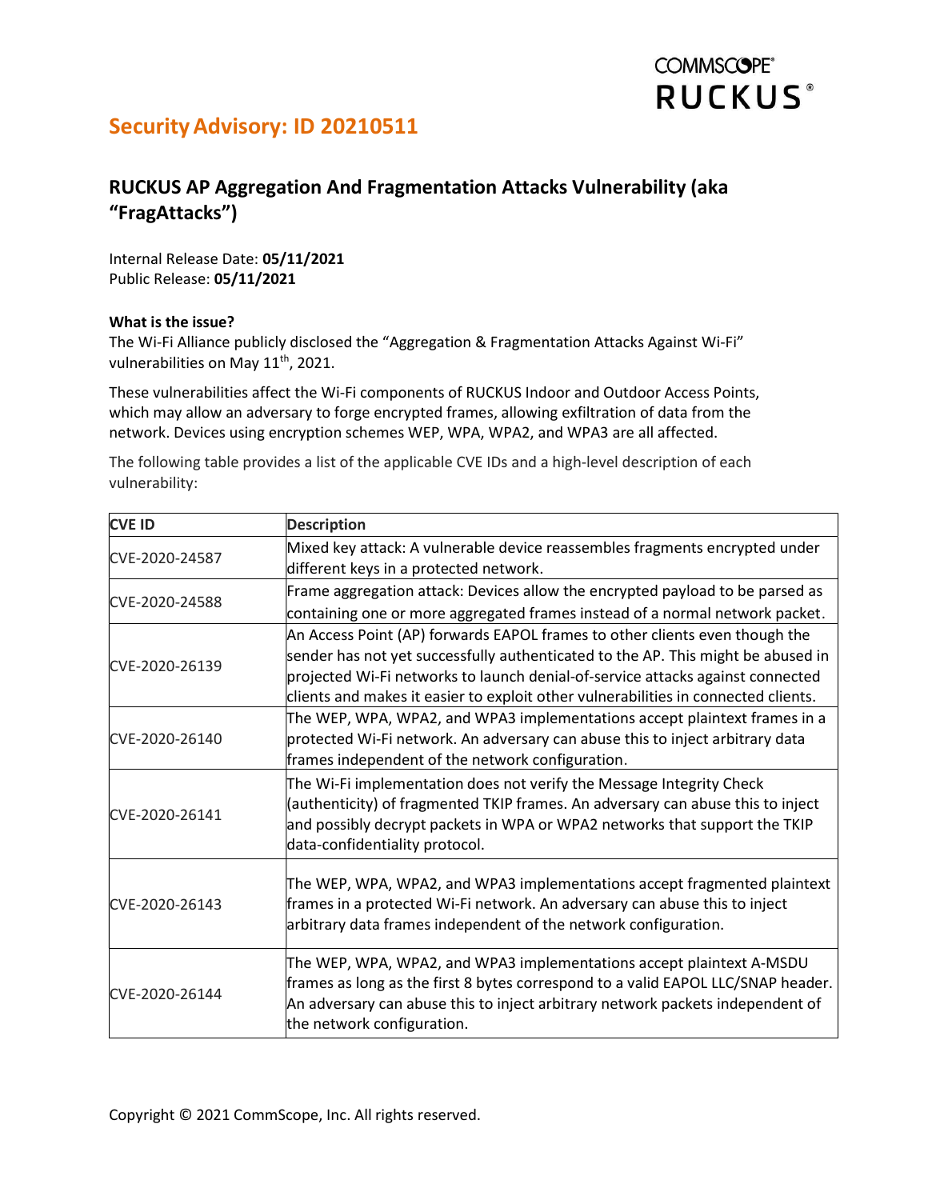# Security Advisory: ID 20210511

## RUCKUS AP Aggregation And Fragmentation Attacks Vulnerability (aka "FragAttacks")

Internal Release Date: **05/11/2021**
Public Release: **05/11/2021**

**What is the issue?**

The Wi-Fi Alliance publicly disclosed the "Aggregation & Fragmentation Attacks Against Wi-Fi" vulnerabilities on May 11th, 2021.

These vulnerabilities affect the Wi-Fi components of RUCKUS Indoor and Outdoor Access Points, which may allow an adversary to forge encrypted frames, allowing exfiltration of data from the network. Devices using encryption schemes WEP, WPA, WPA2, and WPA3 are all affected.

The following table provides a list of the applicable CVE IDs and a high-level description of each vulnerability:

| CVE ID | Description |
|---|---|
| CVE-2020-24587 | Mixed key attack: A vulnerable device reassembles fragments encrypted under different keys in a protected network. |
| CVE-2020-24588 | Frame aggregation attack: Devices allow the encrypted payload to be parsed as containing one or more aggregated frames instead of a normal network packet. |
| CVE-2020-26139 | An Access Point (AP) forwards EAPOL frames to other clients even though the sender has not yet successfully authenticated to the AP. This might be abused in projected Wi-Fi networks to launch denial-of-service attacks against connected clients and makes it easier to exploit other vulnerabilities in connected clients. |
| CVE-2020-26140 | The WEP, WPA, WPA2, and WPA3 implementations accept plaintext frames in a protected Wi-Fi network. An adversary can abuse this to inject arbitrary data frames independent of the network configuration. |
| CVE-2020-26141 | The Wi-Fi implementation does not verify the Message Integrity Check (authenticity) of fragmented TKIP frames. An adversary can abuse this to inject and possibly decrypt packets in WPA or WPA2 networks that support the TKIP data-confidentiality protocol. |
| CVE-2020-26143 | The WEP, WPA, WPA2, and WPA3 implementations accept fragmented plaintext frames in a protected Wi-Fi network. An adversary can abuse this to inject arbitrary data frames independent of the network configuration. |
| CVE-2020-26144 | The WEP, WPA, WPA2, and WPA3 implementations accept plaintext A-MSDU frames as long as the first 8 bytes correspond to a valid EAPOL LLC/SNAP header. An adversary can abuse this to inject arbitrary network packets independent of the network configuration. |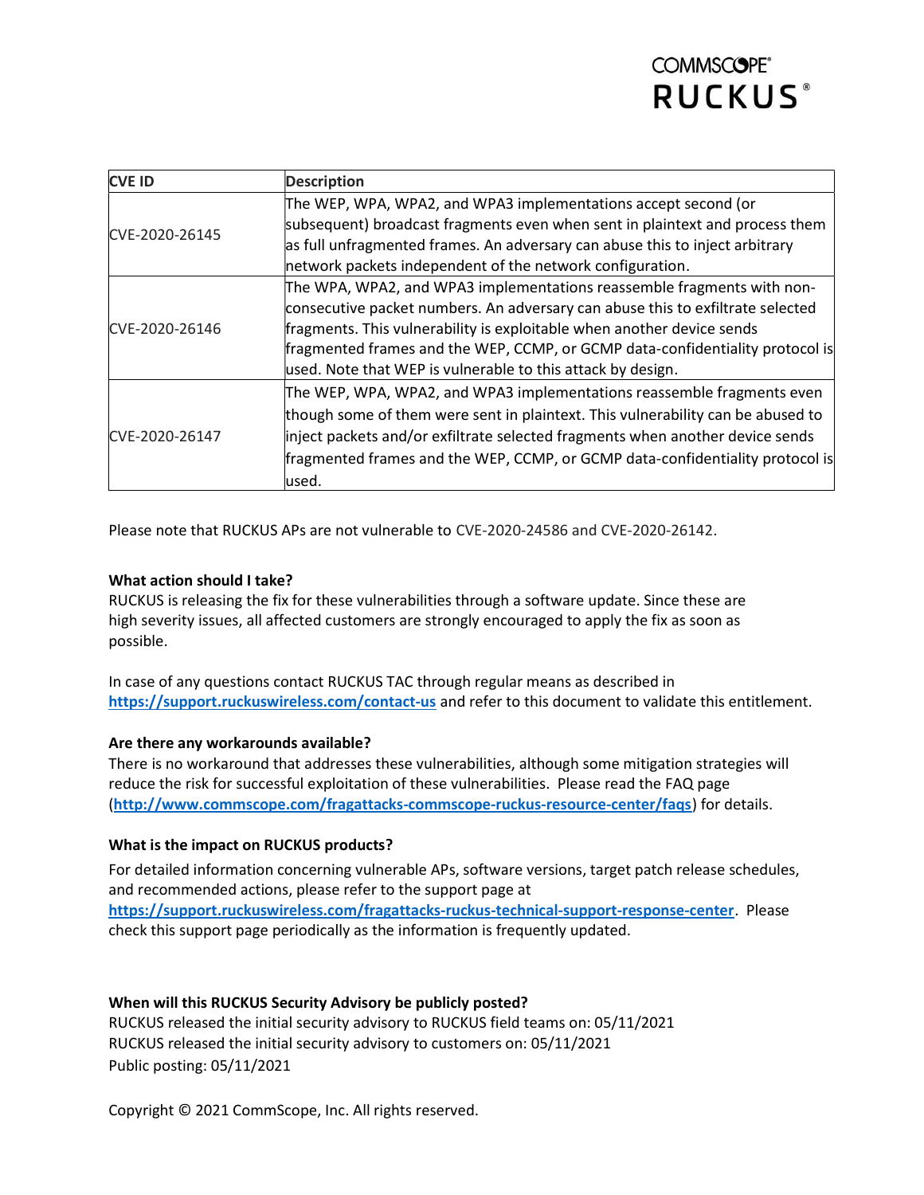| CVE ID | Description |
|---|---|
| CVE-2020-26145 | The WEP, WPA, WPA2, and WPA3 implementations accept second (or subsequent) broadcast fragments even when sent in plaintext and process them as full unfragmented frames. An adversary can abuse this to inject arbitrary network packets independent of the network configuration. |
| CVE-2020-26146 | The WPA, WPA2, and WPA3 implementations reassemble fragments with non-consecutive packet numbers. An adversary can abuse this to exfiltrate selected fragments. This vulnerability is exploitable when another device sends fragmented frames and the WEP, CCMP, or GCMP data-confidentiality protocol is used. Note that WEP is vulnerable to this attack by design. |
| CVE-2020-26147 | The WEP, WPA, WPA2, and WPA3 implementations reassemble fragments even though some of them were sent in plaintext. This vulnerability can be abused to inject packets and/or exfiltrate selected fragments when another device sends fragmented frames and the WEP, CCMP, or GCMP data-confidentiality protocol is used. |

Please note that RUCKUS APs are not vulnerable to CVE-2020-24586 and CVE-2020-26142.

**What action should I take?**
RUCKUS is releasing the fix for these vulnerabilities through a software update. Since these are high severity issues, all affected customers are strongly encouraged to apply the fix as soon as possible.

In case of any questions contact RUCKUS TAC through regular means as described in **https://support.ruckuswireless.com/contact-us** and refer to this document to validate this entitlement.

**Are there any workarounds available?**
There is no workaround that addresses these vulnerabilities, although some mitigation strategies will reduce the risk for successful exploitation of these vulnerabilities. Please read the FAQ page (**http://www.commscope.com/fragattacks-commscope-ruckus-resource-center/faqs**) for details.

**What is the impact on RUCKUS products?**
For detailed information concerning vulnerable APs, software versions, target patch release schedules, and recommended actions, please refer to the support page at **https://support.ruckuswireless.com/fragattacks-ruckus-technical-support-response-center**. Please check this support page periodically as the information is frequently updated.

**When will this RUCKUS Security Advisory be publicly posted?**
RUCKUS released the initial security advisory to RUCKUS field teams on: 05/11/2021
RUCKUS released the initial security advisory to customers on: 05/11/2021
Public posting: 05/11/2021

Copyright © 2021 CommScope, Inc. All rights reserved.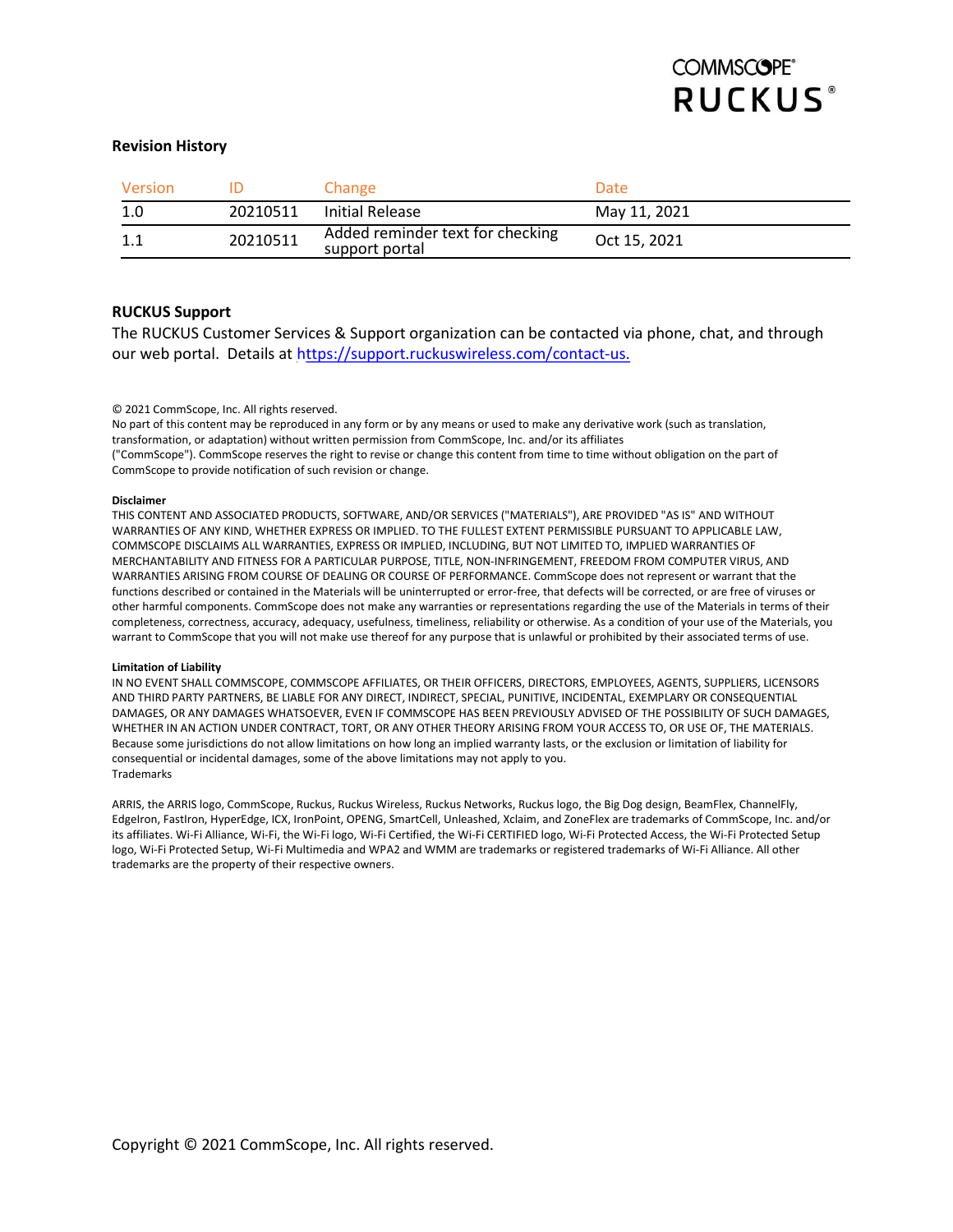**Revision History**

| Version | ID | Change | Date |
| --- | --- | --- | --- |
| 1.0 | 20210511 | Initial Release | May 11, 2021 |
| 1.1 | 20210511 | Added reminder text for checking support portal | Oct 15, 2021 |

**RUCKUS Support**

The RUCKUS Customer Services & Support organization can be contacted via phone, chat, and through our web portal. Details at https://support.ruckuswireless.com/contact-us.

© 2021 CommScope, Inc. All rights reserved.
No part of this content may be reproduced in any form or by any means or used to make any derivative work (such as translation, transformation, or adaptation) without written permission from CommScope, Inc. and/or its affiliates ("CommScope"). CommScope reserves the right to revise or change this content from time to time without obligation on the part of CommScope to provide notification of such revision or change.

**Disclaimer**

THIS CONTENT AND ASSOCIATED PRODUCTS, SOFTWARE, AND/OR SERVICES ("MATERIALS"), ARE PROVIDED "AS IS" AND WITHOUT WARRANTIES OF ANY KIND, WHETHER EXPRESS OR IMPLIED. TO THE FULLEST EXTENT PERMISSIBLE PURSUANT TO APPLICABLE LAW, COMMSCOPE DISCLAIMS ALL WARRANTIES, EXPRESS OR IMPLIED, INCLUDING, BUT NOT LIMITED TO, IMPLIED WARRANTIES OF MERCHANTABILITY AND FITNESS FOR A PARTICULAR PURPOSE, TITLE, NON-INFRINGEMENT, FREEDOM FROM COMPUTER VIRUS, AND WARRANTIES ARISING FROM COURSE OF DEALING OR COURSE OF PERFORMANCE. CommScope does not represent or warrant that the functions described or contained in the Materials will be uninterrupted or error-free, that defects will be corrected, or are free of viruses or other harmful components. CommScope does not make any warranties or representations regarding the use of the Materials in terms of their completeness, correctness, accuracy, adequacy, usefulness, timeliness, reliability or otherwise. As a condition of your use of the Materials, you warrant to CommScope that you will not make use thereof for any purpose that is unlawful or prohibited by their associated terms of use.

**Limitation of Liability**

IN NO EVENT SHALL COMMSCOPE, COMMSCOPE AFFILIATES, OR THEIR OFFICERS, DIRECTORS, EMPLOYEES, AGENTS, SUPPLIERS, LICENSORS AND THIRD PARTY PARTNERS, BE LIABLE FOR ANY DIRECT, INDIRECT, SPECIAL, PUNITIVE, INCIDENTAL, EXEMPLARY OR CONSEQUENTIAL DAMAGES, OR ANY DAMAGES WHATSOEVER, EVEN IF COMMSCOPE HAS BEEN PREVIOUSLY ADVISED OF THE POSSIBILITY OF SUCH DAMAGES, WHETHER IN AN ACTION UNDER CONTRACT, TORT, OR ANY OTHER THEORY ARISING FROM YOUR ACCESS TO, OR USE OF, THE MATERIALS. Because some jurisdictions do not allow limitations on how long an implied warranty lasts, or the exclusion or limitation of liability for consequential or incidental damages, some of the above limitations may not apply to you.
Trademarks

ARRIS, the ARRIS logo, CommScope, Ruckus, Ruckus Wireless, Ruckus Networks, Ruckus logo, the Big Dog design, BeamFlex, ChannelFly, EdgeIron, FastIron, HyperEdge, ICX, IronPoint, OPENG, SmartCell, Unleashed, Xclaim, and ZoneFlex are trademarks of CommScope, Inc. and/or its affiliates. Wi-Fi Alliance, Wi-Fi, the Wi-Fi logo, Wi-Fi Certified, the Wi-Fi CERTIFIED logo, Wi-Fi Protected Access, the Wi-Fi Protected Setup logo, Wi-Fi Protected Setup, Wi-Fi Multimedia and WPA2 and WMM are trademarks or registered trademarks of Wi-Fi Alliance. All other trademarks are the property of their respective owners.